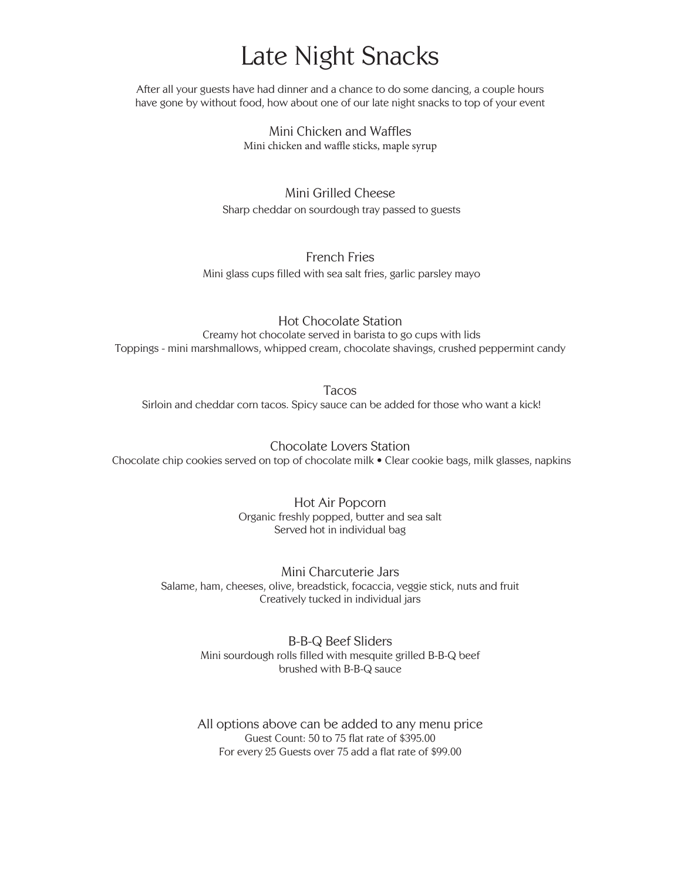# Late Night Snacks

After all your guests have had dinner and a chance to do some dancing, a couple hours have gone by without food, how about one of our late night snacks to top of your event

## Mini Chicken and Waffles

Mini chicken and waffle sticks, maple syrup

## Mini Grilled Cheese

Sharp cheddar on sourdough tray passed to guests

## French Fries

Mini glass cups filled with sea salt fries, garlic parsley mayo

## Hot Chocolate Station

Creamy hot chocolate served in barista to go cups with lids
Toppings - mini marshmallows, whipped cream, chocolate shavings, crushed peppermint candy

## Tacos

Sirloin and cheddar corn tacos. Spicy sauce can be added for those who want a kick!

## Chocolate Lovers Station

Chocolate chip cookies served on top of chocolate milk • Clear cookie bags, milk glasses, napkins

## Hot Air Popcorn

Organic freshly popped, butter and sea salt
Served hot in individual bag

## Mini Charcuterie Jars

Salame, ham, cheeses, olive, breadstick, focaccia, veggie stick, nuts and fruit
Creatively tucked in individual jars

## B-B-Q Beef Sliders

Mini sourdough rolls filled with mesquite grilled B-B-Q beef
brushed with B-B-Q sauce

## All options above can be added to any menu price

Guest Count: 50 to 75 flat rate of $395.00
For every 25 Guests over 75 add a flat rate of $99.00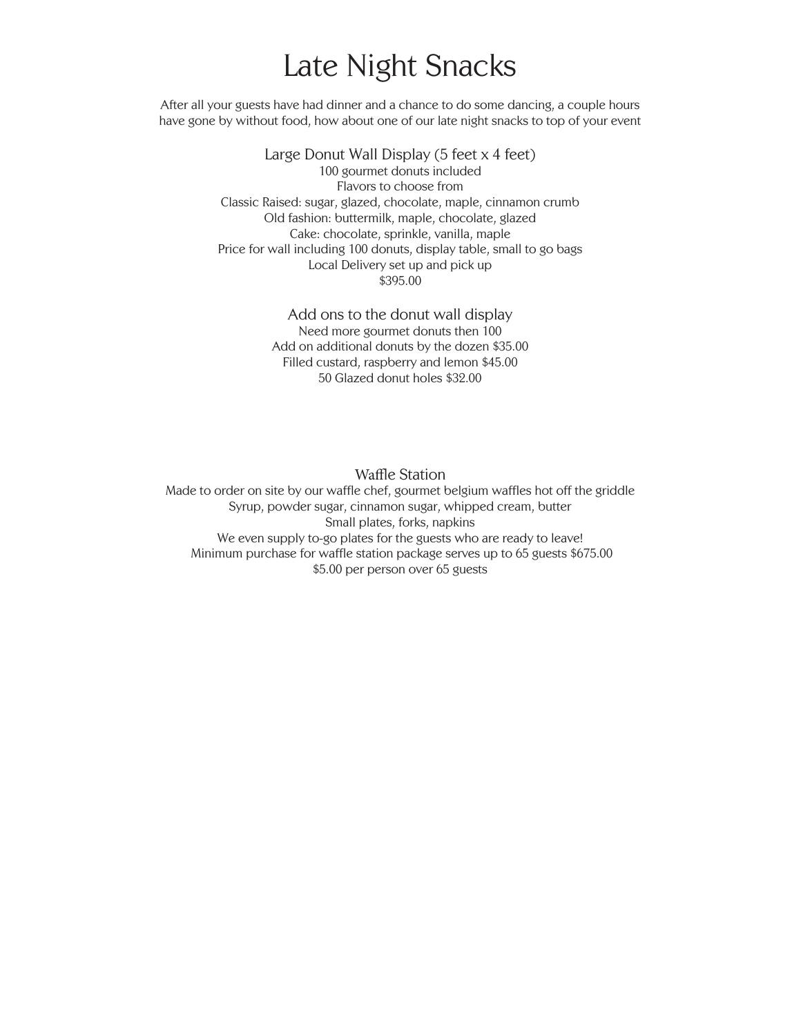# Late Night Snacks

After all your guests have had dinner and a chance to do some dancing, a couple hours have gone by without food, how about one of our late night snacks to top of your event

## Large Donut Wall Display (5 feet x 4 feet)

100 gourmet donuts included
Flavors to choose from
Classic Raised: sugar, glazed, chocolate, maple, cinnamon crumb
Old fashion: buttermilk, maple, chocolate, glazed
Cake: chocolate, sprinkle, vanilla, maple
Price for wall including 100 donuts, display table, small to go bags
Local Delivery set up and pick up
$395.00

## Add ons to the donut wall display

Need more gourmet donuts then 100
Add on additional donuts by the dozen $35.00
Filled custard, raspberry and lemon $45.00
50 Glazed donut holes $32.00

## Waffle Station

Made to order on site by our waffle chef, gourmet belgium waffles hot off the griddle
Syrup, powder sugar, cinnamon sugar, whipped cream, butter
Small plates, forks, napkins
We even supply to-go plates for the guests who are ready to leave!
Minimum purchase for waffle station package serves up to 65 guests $675.00
$5.00 per person over 65 guests